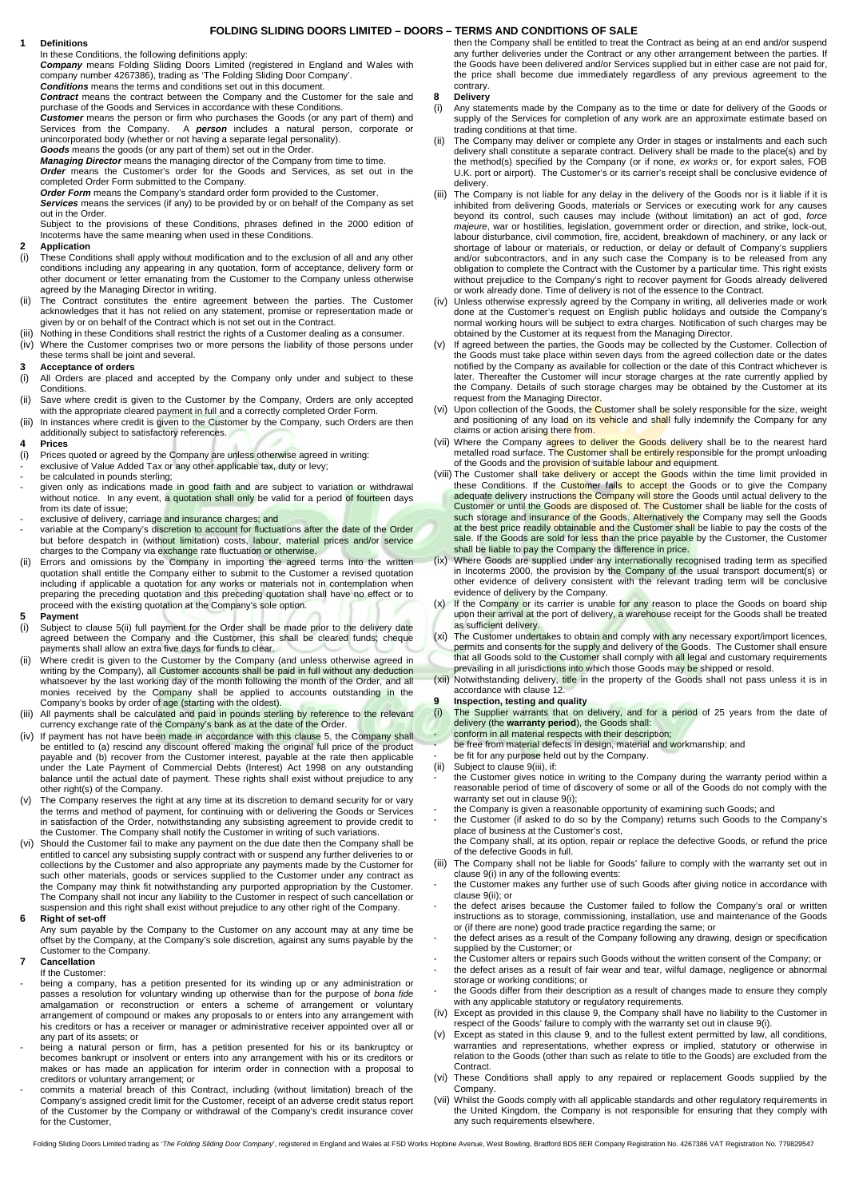# FOLDING SLIDING DOORS LIMITED – DOORS – TERMS AND CONDITIONS OF SALE

## 1 Definitions

In these Conditions, the following definitions apply:

***Company*** means Folding Sliding Doors Limited (registered in England and Wales with company number 4267386), trading as 'The Folding Sliding Door Company'.

***Conditions*** means the terms and conditions set out in this document.

***Contract*** means the contract between the Company and the Customer for the sale and purchase of the Goods and Services in accordance with these Conditions.

***Customer*** means the person or firm who purchases the Goods (or any part of them) and Services from the Company. A ***person*** includes a natural person, corporate or unincorporated body (whether or not having a separate legal personality).

***Goods*** means the goods (or any part of them) set out in the Order.

***Managing Director*** means the managing director of the Company from time to time.

***Order*** means the Customer's order for the Goods and Services, as set out in the completed Order Form submitted to the Company.

***Order Form*** means the Company's standard order form provided to the Customer.

***Services*** means the services (if any) to be provided by or on behalf of the Company as set out in the Order.

Subject to the provisions of these Conditions, phrases defined in the 2000 edition of Incoterms have the same meaning when used in these Conditions.

## 2 Application

(i) These Conditions shall apply without modification and to the exclusion of all and any other conditions including any appearing in any quotation, form of acceptance, delivery form or other document or letter emanating from the Customer to the Company unless otherwise agreed by the Managing Director in writing.

(ii) The Contract constitutes the entire agreement between the parties. The Customer acknowledges that it has not relied on any statement, promise or representation made or given by or on behalf of the Contract which is not set out in the Contract.

(iii) Nothing in these Conditions shall restrict the rights of a Customer dealing as a consumer.

(iv) Where the Customer comprises two or more persons the liability of those persons under these terms shall be joint and several.

## 3 Acceptance of orders

(i) All Orders are placed and accepted by the Company only under and subject to these Conditions.

(ii) Save where credit is given to the Customer by the Company, Orders are only accepted with the appropriate cleared payment in full and a correctly completed Order Form.

(iii) In instances where credit is given to the Customer by the Company, such Orders are then additionally subject to satisfactory references.

## 4 Prices

(i) Prices quoted or agreed by the Company are unless otherwise agreed in writing:
- exclusive of Value Added Tax or any other applicable tax, duty or levy;
- be calculated in pounds sterling;
- given only as indications made in good faith and are subject to variation or withdrawal without notice. In any event, a quotation shall only be valid for a period of fourteen days from its date of issue;
- exclusive of delivery, carriage and insurance charges; and
- variable at the Company's discretion to account for fluctuations after the date of the Order but before despatch in (without limitation) costs, labour, material prices and/or service charges to the Company via exchange rate fluctuation or otherwise.

(ii) Errors and omissions by the Company in importing the agreed terms into the written quotation shall entitle the Company either to submit to the Customer a revised quotation including if applicable a quotation for any works or materials not in contemplation when preparing the preceding quotation and this preceding quotation shall have no effect or to proceed with the existing quotation at the Company's sole option.

## 5 Payment

(i) Subject to clause 5(ii) full payment for the Order shall be made prior to the delivery date agreed between the Company and the Customer, this shall be cleared funds; cheque payments shall allow an extra five days for funds to clear.

(ii) Where credit is given to the Customer by the Company (and unless otherwise agreed in writing by the Company), all Customer accounts shall be paid in full without any deduction whatsoever by the last working day of the month following the month of the Order, and all monies received by the Company shall be applied to accounts outstanding in the Company's books by order of age (starting with the oldest).

(iii) All payments shall be calculated and paid in pounds sterling by reference to the relevant currency exchange rate of the Company's bank as at the date of the Order.

(iv) If payment has not been made in accordance with this clause 5, the Company shall be entitled to (a) rescind any discount offered making the original full price of the product payable and (b) recover from the Customer interest, payable at the rate then applicable under the Late Payment of Commercial Debts (Interest) Act 1998 on any outstanding balance until the actual date of payment. These rights shall exist without prejudice to any other right(s) of the Company.

(v) The Company reserves the right at any time at its discretion to demand security for or vary the terms and method of payment, for continuing with or delivering the Goods or Services in satisfaction of the Order, notwithstanding any subsisting agreement to provide credit to the Customer. The Company shall notify the Customer in writing of such variations.

(vi) Should the Customer fail to make any payment on the due date then the Company shall be entitled to cancel any subsisting supply contract with or suspend any further deliveries to or collections by the Customer and also appropriate any payments made by the Customer for such other materials, goods or services supplied to the Customer under any contract as the Company may think fit notwithstanding any purported appropriation by the Customer. The Company shall not incur any liability to the Customer in respect of such cancellation or suspension and this right shall exist without prejudice to any other right of the Company.

## 6 Right of set-off

Any sum payable by the Company to the Customer on any account may at any time be offset by the Company, at the Company's sole discretion, against any sums payable by the Customer to the Company.

## 7 Cancellation

If the Customer:
- being a company, has a petition presented for its winding up or any administration or passes a resolution for voluntary winding up otherwise than for the purpose of *bona fide* amalgamation or reconstruction or enters a scheme of arrangement or voluntary arrangement of compound or makes any proposals to or enters into any arrangement with his creditors or has a receiver or manager or administrative receiver appointed over all or any part of its assets; or
- being a natural person or firm, has a petition presented for his or its bankruptcy or becomes bankrupt or insolvent or enters into any arrangement with his or its creditors or makes or has made an application for interim order in connection with a proposal to creditors or voluntary arrangement; or
- commits a material breach of this Contract, including (without limitation) breach of the Company's assigned credit limit for the Customer, receipt of an adverse credit status report of the Customer by the Company or withdrawal of the Company's credit insurance cover for the Customer,

then the Company shall be entitled to treat the Contract as being at an end and/or suspend any further deliveries under the Contract or any other arrangement between the parties. If the Goods have been delivered and/or Services supplied but in either case are not paid for, the price shall become due immediately regardless of any previous agreement to the contrary.

## 8 Delivery

(i) Any statements made by the Company as to the time or date for delivery of the Goods or supply of the Services for completion of any work are an approximate estimate based on trading conditions at that time.

(ii) The Company may deliver or complete any Order in stages or instalments and each such delivery shall constitute a separate contract. Delivery shall be made to the place(s) and by the method(s) specified by the Company (or if none, *ex works* or, for export sales, FOB U.K. port or airport). The Customer's or its carrier's receipt shall be conclusive evidence of delivery.

(iii) The Company is not liable for any delay in the delivery of the Goods nor is it liable if it is inhibited from delivering Goods, materials or Services or executing work for any causes beyond its control, such causes may include (without limitation) an act of god, *force majeure*, war or hostilities, legislation, government order or direction, and strike, lock-out, labour disturbance, civil commotion, fire, accident, breakdown of machinery, or any lack or shortage of labour or materials, or reduction, or delay or default of Company's suppliers and/or subcontractors, and in any such case the Company is to be released from any obligation to complete the Contract with the Customer by a particular time. This right exists without prejudice to the Company's right to recover payment for Goods already delivered or work already done. Time of delivery is not of the essence to the Contract.

(iv) Unless otherwise expressly agreed by the Company in writing, all deliveries made or work done at the Customer's request on English public holidays and outside the Company's normal working hours will be subject to extra charges. Notification of such charges may be obtained by the Customer at its request from the Managing Director.

(v) If agreed between the parties, the Goods may be collected by the Customer. Collection of the Goods must take place within seven days from the agreed collection date or the dates notified by the Company as available for collection or the date of this Contract whichever is later. Thereafter the Customer will incur storage charges at the rate currently applied by the Company. Details of such storage charges may be obtained by the Customer at its request from the Managing Director.

(vi) Upon collection of the Goods, the Customer shall be solely responsible for the size, weight and positioning of any load on its vehicle and shall fully indemnify the Company for any claims or action arising there from.

(vii) Where the Company agrees to deliver the Goods delivery shall be to the nearest hard metalled road surface. The Customer shall be entirely responsible for the prompt unloading of the Goods and the provision of suitable labour and equipment.

(viii) The Customer shall take delivery or accept the Goods within the time limit provided in these Conditions. If the Customer fails to accept the Goods or to give the Company adequate delivery instructions the Company will store the Goods until actual delivery to the Customer or until the Goods are disposed of. The Customer shall be liable for the costs of such storage and insurance of the Goods. Alternatively the Company may sell the Goods at the best price readily obtainable and the Customer shall be liable to pay the costs of the sale. If the Goods are sold for less than the price payable by the Customer, the Customer shall be liable to pay the Company the difference in price.

(ix) Where Goods are supplied under any internationally recognised trading term as specified in Incoterms 2000, the provision by the Company of the usual transport document(s) or other evidence of delivery consistent with the relevant trading term will be conclusive evidence of delivery by the Company.

(x) If the Company or its carrier is unable for any reason to place the Goods on board ship upon their arrival at the port of delivery, a warehouse receipt for the Goods shall be treated as sufficient delivery.

(xi) The Customer undertakes to obtain and comply with any necessary export/import licences, permits and consents for the supply and delivery of the Goods. The Customer shall ensure that all Goods sold to the Customer shall comply with all legal and customary requirements prevailing in all jurisdictions into which those Goods may be shipped or resold.

(xii) Notwithstanding delivery, title in the property of the Goods shall not pass unless it is in accordance with clause 12.

## 9 Inspection, testing and quality

(i) The Supplier warrants that on delivery, and for a period of 25 years from the date of delivery (the **warranty period**), the Goods shall:
- conform in all material respects with their description;
- be free from material defects in design, material and workmanship; and
- be fit for any purpose held out by the Company.

(ii) Subject to clause 9(iii), if:
- the Customer gives notice in writing to the Company during the warranty period within a reasonable period of time of discovery of some or all of the Goods do not comply with the warranty set out in clause 9(i);
- the Company is given a reasonable opportunity of examining such Goods; and
- the Customer (if asked to do so by the Company) returns such Goods to the Company's place of business at the Customer's cost,

the Company shall, at its option, repair or replace the defective Goods, or refund the price of the defective Goods in full.

(iii) The Company shall not be liable for Goods' failure to comply with the warranty set out in clause 9(i) in any of the following events:
- the Customer makes any further use of such Goods after giving notice in accordance with clause 9(ii); or
- the defect arises because the Customer failed to follow the Company's oral or written instructions as to storage, commissioning, installation, use and maintenance of the Goods or (if there are none) good trade practice regarding the same; or
- the defect arises as a result of the Company following any drawing, design or specification supplied by the Customer; or
- the Customer alters or repairs such Goods without the written consent of the Company; or
- the defect arises as a result of fair wear and tear, wilful damage, negligence or abnormal storage or working conditions; or
- the Goods differ from their description as a result of changes made to ensure they comply with any applicable statutory or regulatory requirements.

(iv) Except as provided in this clause 9, the Company shall have no liability to the Customer in respect of the Goods' failure to comply with the warranty set out in clause 9(i).

(v) Except as stated in this clause 9, and to the fullest extent permitted by law, all conditions, warranties and representations, whether express or implied, statutory or otherwise in relation to the Goods (other than such as relate to title to the Goods) are excluded from the Contract.

(vi) These Conditions shall apply to any repaired or replacement Goods supplied by the Company.

(vii) Whilst the Goods comply with all applicable standards and other regulatory requirements in the United Kingdom, the Company is not responsible for ensuring that they comply with any such requirements elsewhere.

Folding Sliding Doors Limited trading as '*The Folding Sliding Door Company*', registered in England and Wales at FSD Works Hopbine Avenue, West Bowling, Bradford BD5 8ER Company Registration No. 4267386 VAT Registration No. 779829547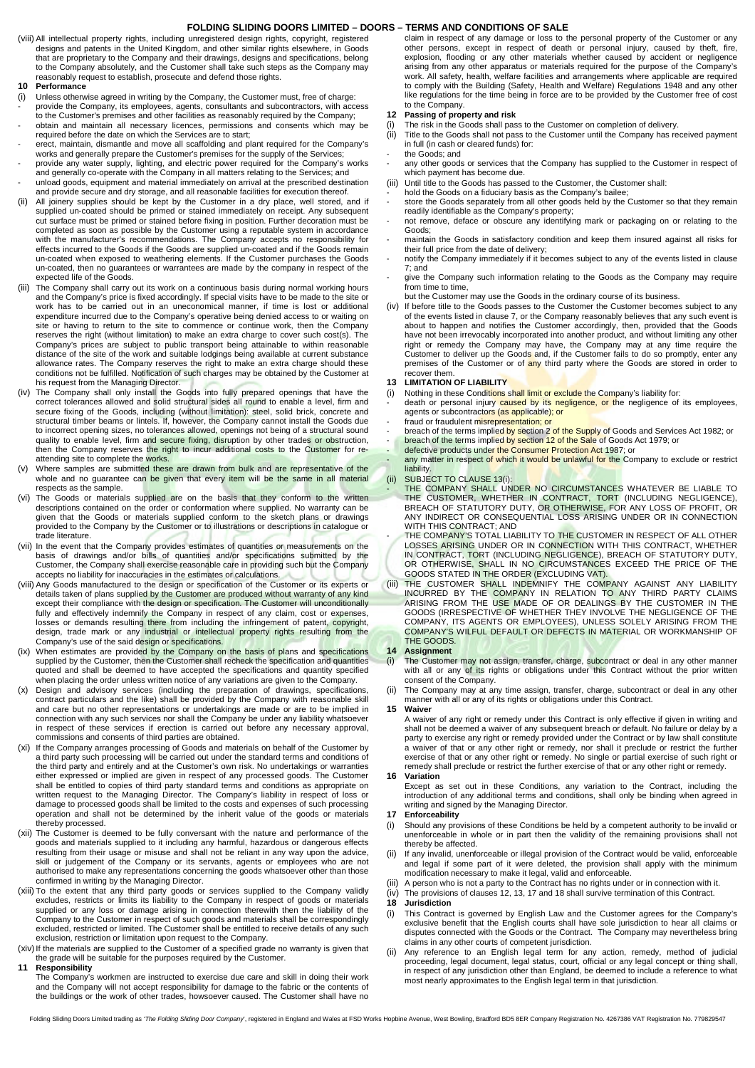(viii) All intellectual property rights, including unregistered design rights, copyright, registered designs and patents in the United Kingdom, and other similar rights elsewhere, in Goods that are proprietary to the Company and their drawings, designs and specifications, belong to the Company absolutely, and the Customer shall take such steps as the Company may reasonably request to establish, prosecute and defend those rights.

**10 Performance**

(i) Unless otherwise agreed in writing by the Company, the Customer must, free of charge:
- provide the Company, its employees, agents, consultants and subcontractors, with access to the Customer's premises and other facilities as reasonably required by the Company;
- obtain and maintain all necessary licences, permissions and consents which may be required before the date on which the Services are to start;
- erect, maintain, dismantle and move all scaffolding and plant required for the Company's works and generally prepare the Customer's premises for the supply of the Services;
- provide any water supply, lighting, and electric power required for the Company's works and generally co-operate with the Company in all matters relating to the Services; and
- unload goods, equipment and material immediately on arrival at the prescribed destination and provide secure and dry storage, and all reasonable facilities for execution thereof.

(ii) All joinery supplies should be kept by the Customer in a dry place, well stored, and if supplied un-coated should be primed or stained immediately on receipt. Any subsequent cut surface must be primed or stained before fixing in position. Further decoration must be completed as soon as possible by the Customer using a reputable system in accordance with the manufacturer's recommendations. The Company accepts no responsibility for effects incurred to the Goods if the Goods are supplied un-coated and if the Goods remain un-coated when exposed to weathering elements. If the Customer purchases the Goods un-coated, then no guarantees or warrantees are made by the company in respect of the expected life of the Goods.

(iii) The Company shall carry out its work on a continuous basis during normal working hours and the Company's price is fixed accordingly. If special visits have to be made to the site or work has to be carried out in an uneconomical manner, if time is lost or additional expenditure incurred due to the Company's operative being denied access to or waiting on site or having to return to the site to commence or continue work, then the Company reserves the right (without limitation) to make an extra charge to cover such cost(s). The Company's prices are subject to public transport being attainable to within reasonable distance of the site of the work and suitable lodgings being available at current substance allowance rates. The Company reserves the right to make an extra charge should these conditions not be fulfilled. Notification of such charges may be obtained by the Customer at his request from the Managing Director.

(iv) The Company shall only install the Goods into fully prepared openings that have the correct tolerances allowed and solid structural sides all round to enable a level, firm and secure fixing of the Goods, including (without limitation): steel, solid brick, concrete and structural timber beams or lintels. If, however, the Company cannot install the Goods due to incorrect opening sizes, no tolerances allowed, openings not being of a structural sound quality to enable level, firm and secure fixing, disruption by other trades or obstruction, then the Company reserves the right to incur additional costs to the Customer for re-attending site to complete the works.

(v) Where samples are submitted these are drawn from bulk and are representative of the whole and no guarantee can be given that every item will be the same in all material respects as the sample.

(vi) The Goods or materials supplied are on the basis that they conform to the written descriptions contained on the order or conformation where supplied. No warranty can be given that the Goods or materials supplied conform to the sketch plans or drawings provided to the Company by the Customer or to illustrations or descriptions in catalogue or trade literature.

(vii) In the event that the Company provides estimates of quantities or measurements on the basis of drawings and/or bills of quantities and/or specifications submitted by the Customer, the Company shall exercise reasonable care in providing such but the Company accepts no liability for inaccuracies in the estimates or calculations.

(viii) Any Goods manufactured to the design or specification of the Customer or its experts or details taken of plans supplied by the Customer are produced without warranty of any kind except their compliance with the design or specification. The Customer will unconditionally fully and effectively indemnify the Company in respect of any claim, cost or expenses, losses or demands resulting there from including the infringement of patent, copyright, design, trade mark or any industrial or intellectual property rights resulting from the Company's use of the said design or specifications.

(ix) When estimates are provided by the Company on the basis of plans and specifications supplied by the Customer, then the Customer shall recheck the specification and quantities quoted and shall be deemed to have accepted the specifications and quantity specified when placing the order unless written notice of any variations are given to the Company.

(x) Design and advisory services (including the preparation of drawings, specifications, contract particulars and the like) shall be provided by the Company with reasonable skill and care but no other representations or undertakings are made or are to be implied in connection with any such services nor shall the Company be under any liability whatsoever in respect of these services if erection is carried out before any necessary approval, commissions and consents of third parties are obtained.

(xi) If the Company arranges processing of Goods and materials on behalf of the Customer by a third party such processing will be carried out under the standard terms and conditions of the third party and entirely and at the Customer's own risk. No undertakings or warranties either expressed or implied are given in respect of any processed goods. The Customer shall be entitled to copies of third party standard terms and conditions as appropriate on written request to the Managing Director. The Company's liability in respect of loss or damage to processed goods shall be limited to the costs and expenses of such processing operation and shall not be determined by the inherit value of the goods or materials thereby processed.

(xii) The Customer is deemed to be fully conversant with the nature and performance of the goods and materials supplied to it including any harmful, hazardous or dangerous effects resulting from their usage or misuse and shall not be reliant in any way upon the advice, skill or judgement of the Company or its servants, agents or employees who are not authorised to make any representations concerning the goods whatsoever other than those confirmed in writing by the Managing Director.

(xiii) To the extent that any third party goods or services supplied to the Company validly excludes, restricts or limits its liability to the Company in respect of goods or materials supplied or any loss or damage arising in connection therewith then the liability of the Company to the Customer in respect of such goods and materials shall be correspondingly excluded, restricted or limited. The Customer shall be entitled to receive details of any such exclusion, restriction or limitation upon request to the Company.

(xiv) If the materials are supplied to the Customer of a specified grade no warranty is given that the grade will be suitable for the purposes required by the Customer.

**11 Responsibility**

The Company's workmen are instructed to exercise due care and skill in doing their work and the Company will not accept responsibility for damage to the fabric or the contents of the buildings or the work of other trades, howsoever caused. The Customer shall have no claim in respect of any damage or loss to the personal property of the Customer or any other persons, except in respect of death or personal injury, caused by theft, fire, explosion, flooding or any other materials whether caused by accident or negligence arising from any other apparatus or materials required for the purpose of the Company's work. All safety, health, welfare facilities and arrangements where applicable are required to comply with the Building (Safety, Health and Welfare) Regulations 1948 and any other like regulations for the time being in force are to be provided by the Customer free of cost to the Company.

**12 Passing of property and risk**

(i) The risk in the Goods shall pass to the Customer on completion of delivery.

(ii) Title to the Goods shall not pass to the Customer until the Company has received payment in full (in cash or cleared funds) for:
- the Goods; and
- any other goods or services that the Company has supplied to the Customer in respect of which payment has become due.

(iii) Until title to the Goods has passed to the Customer, the Customer shall:
- hold the Goods on a fiduciary basis as the Company's bailee;
- store the Goods separately from all other goods held by the Customer so that they remain readily identifiable as the Company's property;
- not remove, deface or obscure any identifying mark or packaging on or relating to the Goods;
- maintain the Goods in satisfactory condition and keep them insured against all risks for their full price from the date of delivery;
- notify the Company immediately if it becomes subject to any of the events listed in clause 7; and
- give the Company such information relating to the Goods as the Company may require from time to time,

but the Customer may use the Goods in the ordinary course of its business.

(iv) If before title to the Goods passes to the Customer the Customer becomes subject to any of the events listed in clause 7, or the Company reasonably believes that any such event is about to happen and notifies the Customer accordingly, then, provided that the Goods have not been irrevocably incorporated into another product, and without limiting any other right or remedy the Company may have, the Company may at any time require the Customer to deliver up the Goods and, if the Customer fails to do so promptly, enter any premises of the Customer or of any third party where the Goods are stored in order to recover them.

**13 LIMITATION OF LIABILITY**

(i) Nothing in these Conditions shall limit or exclude the Company's liability for:
- death or personal injury caused by its negligence, or the negligence of its employees, agents or subcontractors (as applicable); or
- fraud or fraudulent misrepresentation; or
- breach of the terms implied by section 2 of the Supply of Goods and Services Act 1982; or
- breach of the terms implied by section 12 of the Sale of Goods Act 1979; or
- defective products under the Consumer Protection Act 1987; or
- any matter in respect of which it would be unlawful for the Company to exclude or restrict liability.

(ii) SUBJECT TO CLAUSE 13(i):
- THE COMPANY SHALL UNDER NO CIRCUMSTANCES WHATEVER BE LIABLE TO THE CUSTOMER, WHETHER IN CONTRACT, TORT (INCLUDING NEGLIGENCE), BREACH OF STATUTORY DUTY, OR OTHERWISE, FOR ANY LOSS OF PROFIT, OR ANY INDIRECT OR CONSEQUENTIAL LOSS ARISING UNDER OR IN CONNECTION WITH THIS CONTRACT; AND
- THE COMPANY'S TOTAL LIABILITY TO THE CUSTOMER IN RESPECT OF ALL OTHER LOSSES ARISING UNDER OR IN CONNECTION WITH THIS CONTRACT, WHETHER IN CONTRACT, TORT (INCLUDING NEGLIGENCE), BREACH OF STATUTORY DUTY, OR OTHERWISE, SHALL IN NO CIRCUMSTANCES EXCEED THE PRICE OF THE GOODS STATED IN THE ORDER (EXCLUDING VAT).

(iii) THE CUSTOMER SHALL INDEMNIFY THE COMPANY AGAINST ANY LIABILITY INCURRED BY THE COMPANY IN RELATION TO ANY THIRD PARTY CLAIMS ARISING FROM THE USE MADE OF OR DEALINGS BY THE CUSTOMER IN THE GOODS (IRRESPECTIVE OF WHETHER THEY INVOLVE THE NEGLIGENCE OF THE COMPANY, ITS AGENTS OR EMPLOYEES), UNLESS SOLELY ARISING FROM THE COMPANY'S WILFUL DEFAULT OR DEFECTS IN MATERIAL OR WORKMANSHIP OF THE GOODS.

**14 Assignment**

(i) The Customer may not assign, transfer, charge, subcontract or deal in any other manner with all or any of its rights or obligations under this Contract without the prior written consent of the Company.

(ii) The Company may at any time assign, transfer, charge, subcontract or deal in any other manner with all or any of its rights or obligations under this Contract.

**15 Waiver**

A waiver of any right or remedy under this Contract is only effective if given in writing and shall not be deemed a waiver of any subsequent breach or default. No failure or delay by a party to exercise any right or remedy provided under the Contract or by law shall constitute a waiver of that or any other right or remedy, nor shall it preclude or restrict the further exercise of that or any other right or remedy. No single or partial exercise of such right or remedy shall preclude or restrict the further exercise of that or any other right or remedy.

**16 Variation**

Except as set out in these Conditions, any variation to the Contract, including the introduction of any additional terms and conditions, shall only be binding when agreed in writing and signed by the Managing Director.

**17 Enforceability**

(i) Should any provisions of these Conditions be held by a competent authority to be invalid or unenforceable in whole or in part then the validity of the remaining provisions shall not thereby be affected.

(ii) If any invalid, unenforceable or illegal provision of the Contract would be valid, enforceable and legal if some part of it were deleted, the provision shall apply with the minimum modification necessary to make it legal, valid and enforceable.

(iii) A person who is not a party to the Contract has no rights under or in connection with it.

(iv) The provisions of clauses 12, 13, 17 and 18 shall survive termination of this Contract.

**18 Jurisdiction**

(i) This Contract is governed by English Law and the Customer agrees for the Company's exclusive benefit that the English courts shall have sole jurisdiction to hear all claims or disputes connected with the Goods or the Contract. The Company may nevertheless bring claims in any other courts of competent jurisdiction.

(ii) Any reference to an English legal term for any action, remedy, method of judicial proceeding, legal document, legal status, court, official or any legal concept or thing shall, in respect of any jurisdiction other than England, be deemed to include a reference to what most nearly approximates to the English legal term in that jurisdiction.

Folding Sliding Doors Limited trading as '*The Folding Sliding Door Company*', registered in England and Wales at FSD Works Hopbine Avenue, West Bowling, Bradford BD5 8ER Company Registration No. 4267386 VAT Registration No. 779829547